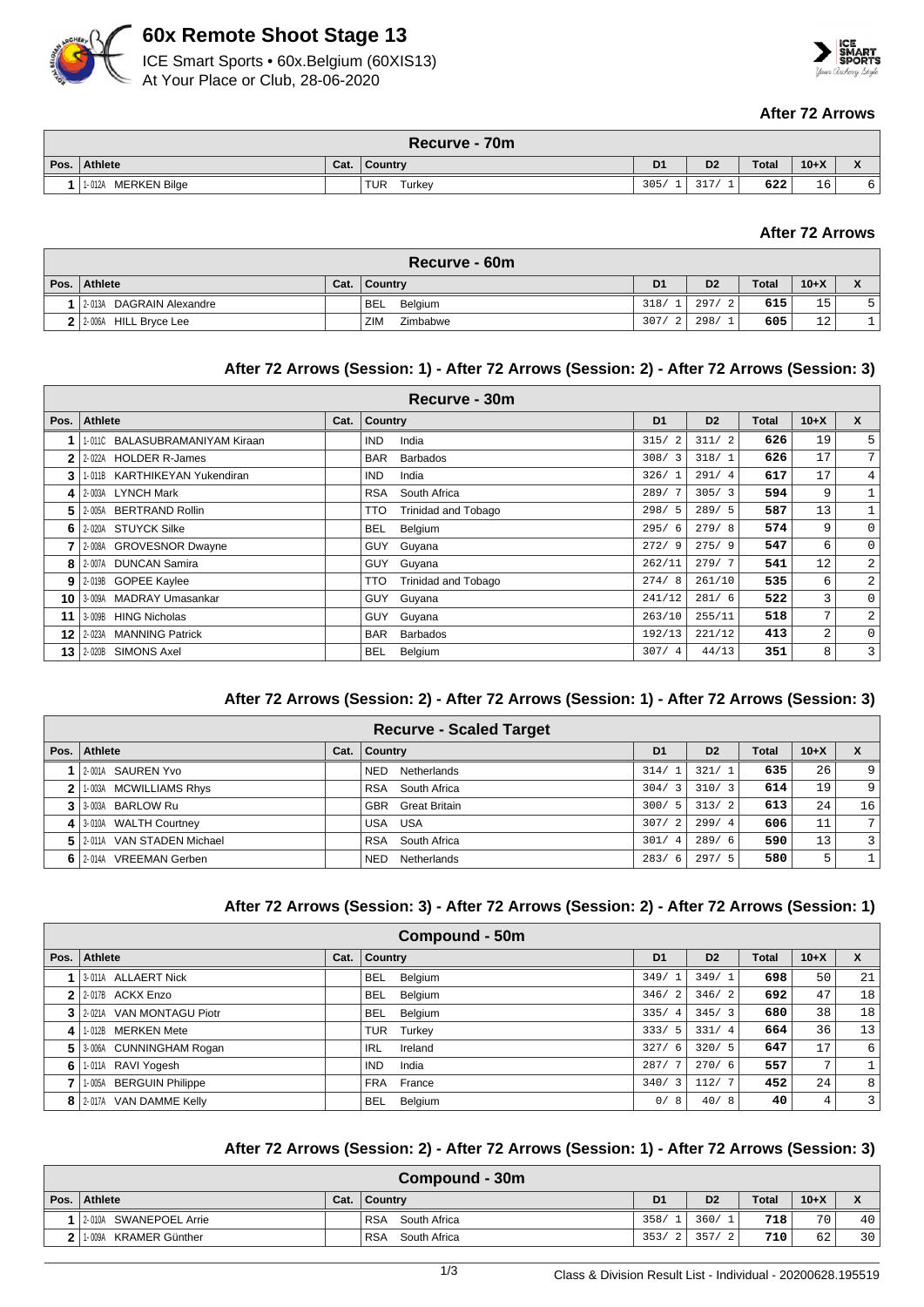# 60x Remote Shoot Stage 13

ICE Smart Sports • 60x.Belgium (60XIS13)
At Your Place or Club, 28-06-2020

### After 72 Arrows

| Recurve - 70m | | | | | | | | |
|---|---|---|---|---|---|---|---|---|
| Pos. | Athlete | Cat. | Country | D1 | D2 | Total | 10+X | X |
| 1 | 1-012A MERKEN Bilge | | TUR Turkey | 305/ 1 | 317/ 1 | 622 | 16 | 6 |

### After 72 Arrows

| Recurve - 60m | | | | | | | | |
|---|---|---|---|---|---|---|---|---|
| Pos. | Athlete | Cat. | Country | D1 | D2 | Total | 10+X | X |
| 1 | 2-013A DAGRAIN Alexandre | | BEL Belgium | 318/ 1 | 297/ 2 | 615 | 15 | 5 |
| 2 | 2-006A HILL Bryce Lee | | ZIM Zimbabwe | 307/ 2 | 298/ 1 | 605 | 12 | 1 |

### After 72 Arrows (Session: 1) - After 72 Arrows (Session: 2) - After 72 Arrows (Session: 3)

| Recurve - 30m | | | | | | | | |
|---|---|---|---|---|---|---|---|---|
| Pos. | Athlete | Cat. | Country | D1 | D2 | Total | 10+X | X |
| 1 | 1-011C BALASUBRAMANIYAM Kiraan | | IND India | 315/ 2 | 311/ 2 | 626 | 19 | 5 |
| 2 | 2-022A HOLDER R-James | | BAR Barbados | 308/ 3 | 318/ 1 | 626 | 17 | 7 |
| 3 | 1-011B KARTHIKEYAN Yukendiran | | IND India | 326/ 1 | 291/ 4 | 617 | 17 | 4 |
| 4 | 2-003A LYNCH Mark | | RSA South Africa | 289/ 7 | 305/ 3 | 594 | 9 | 1 |
| 5 | 2-005A BERTRAND Rollin | | TTO Trinidad and Tobago | 298/ 5 | 289/ 5 | 587 | 13 | 1 |
| 6 | 2-020A STUYCK Silke | | BEL Belgium | 295/ 6 | 279/ 8 | 574 | 9 | 0 |
| 7 | 2-008A GROVESNOR Dwayne | | GUY Guyana | 272/ 9 | 275/ 9 | 547 | 6 | 0 |
| 8 | 2-007A DUNCAN Samira | | GUY Guyana | 262/11 | 279/ 7 | 541 | 12 | 2 |
| 9 | 2-019B GOPEE Kaylee | | TTO Trinidad and Tobago | 274/ 8 | 261/10 | 535 | 6 | 2 |
| 10 | 3-009A MADRAY Umasankar | | GUY Guyana | 241/12 | 281/ 6 | 522 | 3 | 0 |
| 11 | 3-009B HING Nicholas | | GUY Guyana | 263/10 | 255/11 | 518 | 7 | 2 |
| 12 | 2-023A MANNING Patrick | | BAR Barbados | 192/13 | 221/12 | 413 | 2 | 0 |
| 13 | 2-020B SIMONS Axel | | BEL Belgium | 307/ 4 | 44/13 | 351 | 8 | 3 |

### After 72 Arrows (Session: 2) - After 72 Arrows (Session: 1) - After 72 Arrows (Session: 3)

| Recurve - Scaled Target | | | | | | | | |
|---|---|---|---|---|---|---|---|---|
| Pos. | Athlete | Cat. | Country | D1 | D2 | Total | 10+X | X |
| 1 | 2-001A SAUREN Yvo | | NED Netherlands | 314/ 1 | 321/ 1 | 635 | 26 | 9 |
| 2 | 1-003A MCWILLIAMS Rhys | | RSA South Africa | 304/ 3 | 310/ 3 | 614 | 19 | 9 |
| 3 | 3-003A BARLOW Ru | | GBR Great Britain | 300/ 5 | 313/ 2 | 613 | 24 | 16 |
| 4 | 3-010A WALTH Courtney | | USA USA | 307/ 2 | 299/ 4 | 606 | 11 | 7 |
| 5 | 2-011A VAN STADEN Michael | | RSA South Africa | 301/ 4 | 289/ 6 | 590 | 13 | 3 |
| 6 | 2-014A VREEMAN Gerben | | NED Netherlands | 283/ 6 | 297/ 5 | 580 | 5 | 1 |

### After 72 Arrows (Session: 3) - After 72 Arrows (Session: 2) - After 72 Arrows (Session: 1)

| Compound - 50m | | | | | | | | |
|---|---|---|---|---|---|---|---|---|
| Pos. | Athlete | Cat. | Country | D1 | D2 | Total | 10+X | X |
| 1 | 3-011A ALLAERT Nick | | BEL Belgium | 349/ 1 | 349/ 1 | 698 | 50 | 21 |
| 2 | 2-017B ACKX Enzo | | BEL Belgium | 346/ 2 | 346/ 2 | 692 | 47 | 18 |
| 3 | 2-021A VAN MONTAGU Piotr | | BEL Belgium | 335/ 4 | 345/ 3 | 680 | 38 | 18 |
| 4 | 1-012B MERKEN Mete | | TUR Turkey | 333/ 5 | 331/ 4 | 664 | 36 | 13 |
| 5 | 3-006A CUNNINGHAM Rogan | | IRL Ireland | 327/ 6 | 320/ 5 | 647 | 17 | 6 |
| 6 | 1-011A RAVI Yogesh | | IND India | 287/ 7 | 270/ 6 | 557 | 7 | 1 |
| 7 | 1-005A BERGUIN Philippe | | FRA France | 340/ 3 | 112/ 7 | 452 | 24 | 8 |
| 8 | 2-017A VAN DAMME Kelly | | BEL Belgium | 0/ 8 | 40/ 8 | 40 | 4 | 3 |

### After 72 Arrows (Session: 2) - After 72 Arrows (Session: 1) - After 72 Arrows (Session: 3)

| Compound - 30m | | | | | | | | |
|---|---|---|---|---|---|---|---|---|
| Pos. | Athlete | Cat. | Country | D1 | D2 | Total | 10+X | X |
| 1 | 2-010A SWANEPOEL Arrie | | RSA South Africa | 358/ 1 | 360/ 1 | 718 | 70 | 40 |
| 2 | 1-009A KRAMER Günther | | RSA South Africa | 353/ 2 | 357/ 2 | 710 | 62 | 30 |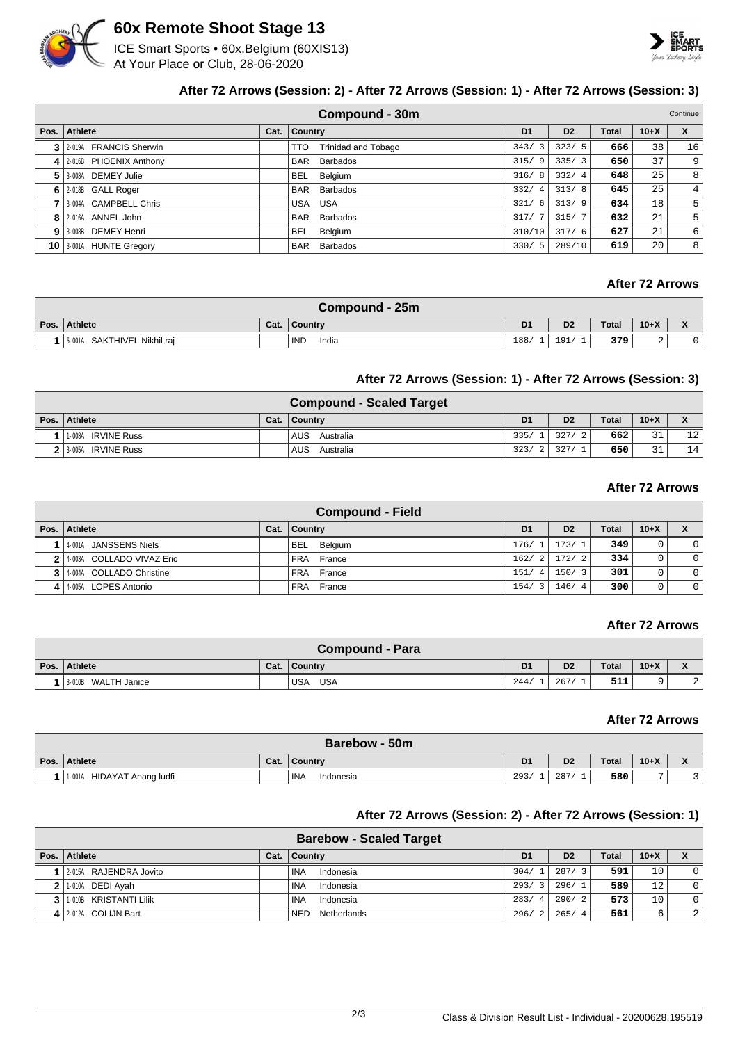# 60x Remote Shoot Stage 13

ICE Smart Sports • 60x.Belgium (60XIS13)
At Your Place or Club, 28-06-2020

### After 72 Arrows (Session: 2) - After 72 Arrows (Session: 1) - After 72 Arrows (Session: 3)

| Compound - 30m | | | | | | | | Continue |
|---|---|---|---|---|---|---|---|---|
| Pos. | Athlete | Cat. | Country | D1 | D2 | Total | 10+X | X |
| 3 | 2-019A FRANCIS Sherwin | | TTO Trinidad and Tobago | 343/ 3 | 323/ 5 | 666 | 38 | 16 |
| 4 | 2-016B PHOENIX Anthony | | BAR Barbados | 315/ 9 | 335/ 3 | 650 | 37 | 9 |
| 5 | 3-008A DEMEY Julie | | BEL Belgium | 316/ 8 | 332/ 4 | 648 | 25 | 8 |
| 6 | 2-018B GALL Roger | | BAR Barbados | 332/ 4 | 313/ 8 | 645 | 25 | 4 |
| 7 | 3-004A CAMPBELL Chris | | USA USA | 321/ 6 | 313/ 9 | 634 | 18 | 5 |
| 8 | 2-016A ANNEL John | | BAR Barbados | 317/ 7 | 315/ 7 | 632 | 21 | 5 |
| 9 | 3-008B DEMEY Henri | | BEL Belgium | 310/10 | 317/ 6 | 627 | 21 | 6 |
| 10 | 3-001A HUNTE Gregory | | BAR Barbados | 330/ 5 | 289/10 | 619 | 20 | 8 |

### After 72 Arrows

| Compound - 25m | | | | | | | | |
|---|---|---|---|---|---|---|---|---|
| Pos. | Athlete | Cat. | Country | D1 | D2 | Total | 10+X | X |
| 1 | 5-001A SAKTHIVEL Nikhil raj | | IND India | 188/ 1 | 191/ 1 | 379 | 2 | 0 |

### After 72 Arrows (Session: 1) - After 72 Arrows (Session: 3)

| Compound - Scaled Target | | | | | | | | |
|---|---|---|---|---|---|---|---|---|
| Pos. | Athlete | Cat. | Country | D1 | D2 | Total | 10+X | X |
| 1 | 1-008A IRVINE Russ | | AUS Australia | 335/ 1 | 327/ 2 | 662 | 31 | 12 |
| 2 | 3-005A IRVINE Russ | | AUS Australia | 323/ 2 | 327/ 1 | 650 | 31 | 14 |

### After 72 Arrows

| Compound - Field | | | | | | | | |
|---|---|---|---|---|---|---|---|---|
| Pos. | Athlete | Cat. | Country | D1 | D2 | Total | 10+X | X |
| 1 | 4-001A JANSSENS Niels | | BEL Belgium | 176/ 1 | 173/ 1 | 349 | 0 | 0 |
| 2 | 4-003A COLLADO VIVAZ Eric | | FRA France | 162/ 2 | 172/ 2 | 334 | 0 | 0 |
| 3 | 4-004A COLLADO Christine | | FRA France | 151/ 4 | 150/ 3 | 301 | 0 | 0 |
| 4 | 4-005A LOPES Antonio | | FRA France | 154/ 3 | 146/ 4 | 300 | 0 | 0 |

### After 72 Arrows

| Compound - Para | | | | | | | | |
|---|---|---|---|---|---|---|---|---|
| Pos. | Athlete | Cat. | Country | D1 | D2 | Total | 10+X | X |
| 1 | 3-010B WALTH Janice | | USA USA | 244/ 1 | 267/ 1 | 511 | 9 | 2 |

### After 72 Arrows

| Barebow - 50m | | | | | | | | |
|---|---|---|---|---|---|---|---|---|
| Pos. | Athlete | Cat. | Country | D1 | D2 | Total | 10+X | X |
| 1 | 1-001A HIDAYAT Anang ludfi | | INA Indonesia | 293/ 1 | 287/ 1 | 580 | 7 | 3 |

### After 72 Arrows (Session: 2) - After 72 Arrows (Session: 1)

| Barebow - Scaled Target | | | | | | | | |
|---|---|---|---|---|---|---|---|---|
| Pos. | Athlete | Cat. | Country | D1 | D2 | Total | 10+X | X |
| 1 | 2-015A RAJENDRA Jovito | | INA Indonesia | 304/ 1 | 287/ 3 | 591 | 10 | 0 |
| 2 | 1-010A DEDI Ayah | | INA Indonesia | 293/ 3 | 296/ 1 | 589 | 12 | 0 |
| 3 | 1-010B KRISTANTI Lilik | | INA Indonesia | 283/ 4 | 290/ 2 | 573 | 10 | 0 |
| 4 | 2-012A COLIJN Bart | | NED Netherlands | 296/ 2 | 265/ 4 | 561 | 6 | 2 |

Class & Division Result List - Individual - 20200628.195519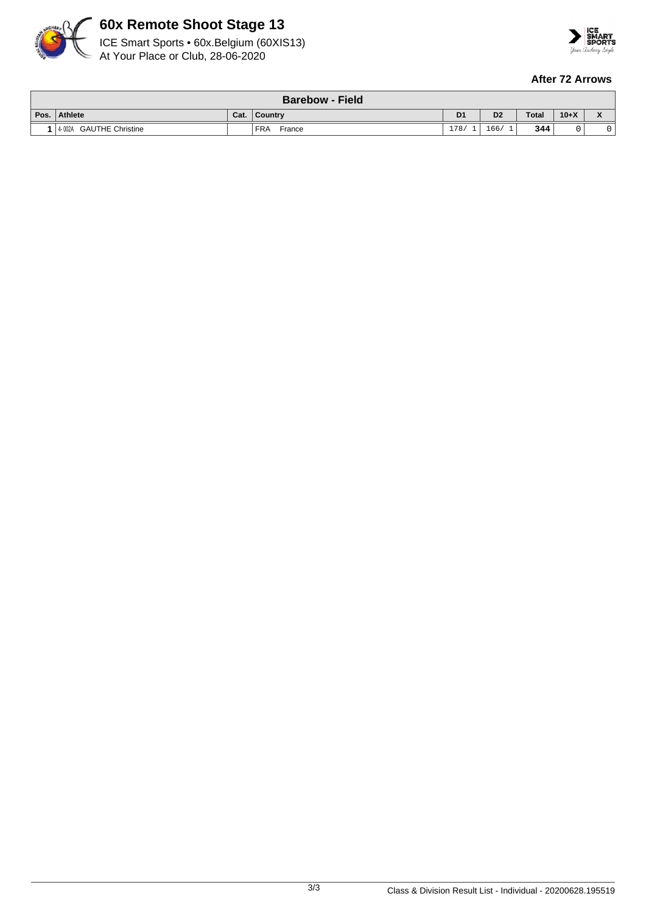# 60x Remote Shoot Stage 13

ICE Smart Sports • 60x.Belgium (60XIS13)
At Your Place or Club, 28-06-2020

**After 72 Arrows**

| Barebow - Field | | | | | | | | |
|---|---|---|---|---|---|---|---|---|
| Pos. | Athlete | Cat. | Country | D1 | D2 | Total | 10+X | X |
| 1 | 4-002A GAUTHE Christine | | FRA France | 178/ 1 | 166/ 1 | **344** | 0 | 0 |

Class & Division Result List - Individual - 20200628.195519